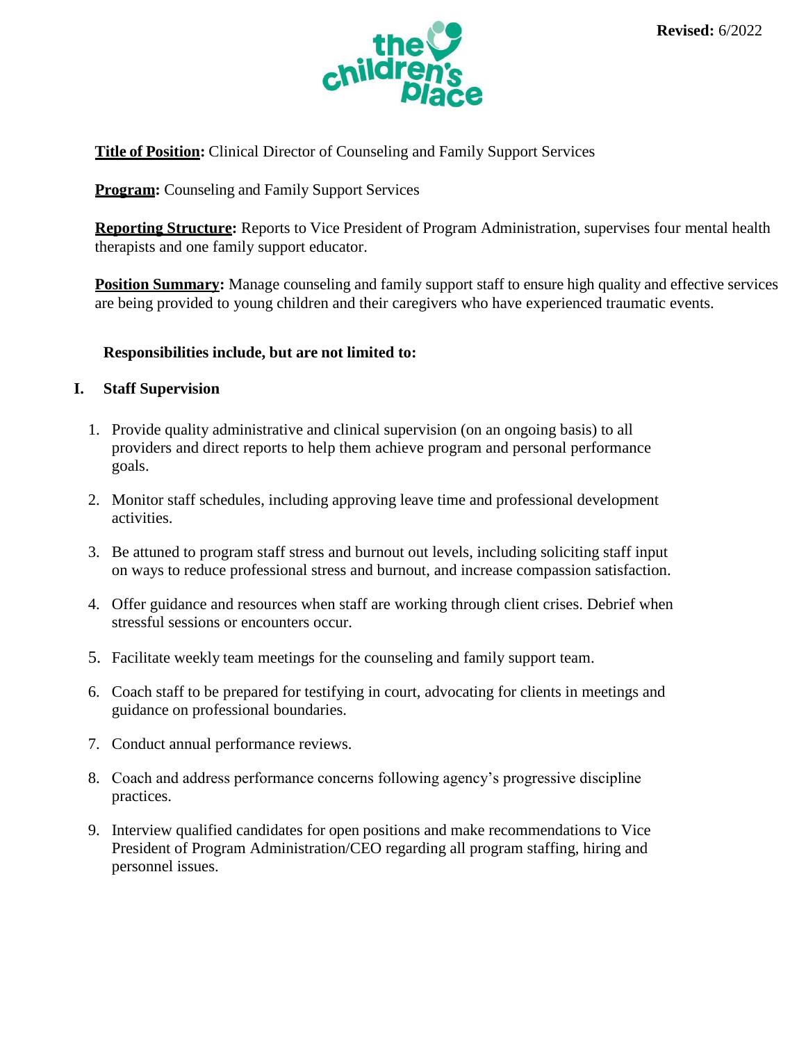**Revised:** 6/2022

**Title of Position:** Clinical Director of Counseling and Family Support Services

**Program:** Counseling and Family Support Services

**Reporting Structure:** Reports to Vice President of Program Administration, supervises four mental health therapists and one family support educator.

**Position Summary:** Manage counseling and family support staff to ensure high quality and effective services are being provided to young children and their caregivers who have experienced traumatic events.

**Responsibilities include, but are not limited to:**

## I. Staff Supervision

1. Provide quality administrative and clinical supervision (on an ongoing basis) to all providers and direct reports to help them achieve program and personal performance goals.
2. Monitor staff schedules, including approving leave time and professional development activities.
3. Be attuned to program staff stress and burnout out levels, including soliciting staff input on ways to reduce professional stress and burnout, and increase compassion satisfaction.
4. Offer guidance and resources when staff are working through client crises. Debrief when stressful sessions or encounters occur.
5. Facilitate weekly team meetings for the counseling and family support team.
6. Coach staff to be prepared for testifying in court, advocating for clients in meetings and guidance on professional boundaries.
7. Conduct annual performance reviews.
8. Coach and address performance concerns following agency's progressive discipline practices.
9. Interview qualified candidates for open positions and make recommendations to Vice President of Program Administration/CEO regarding all program staffing, hiring and personnel issues.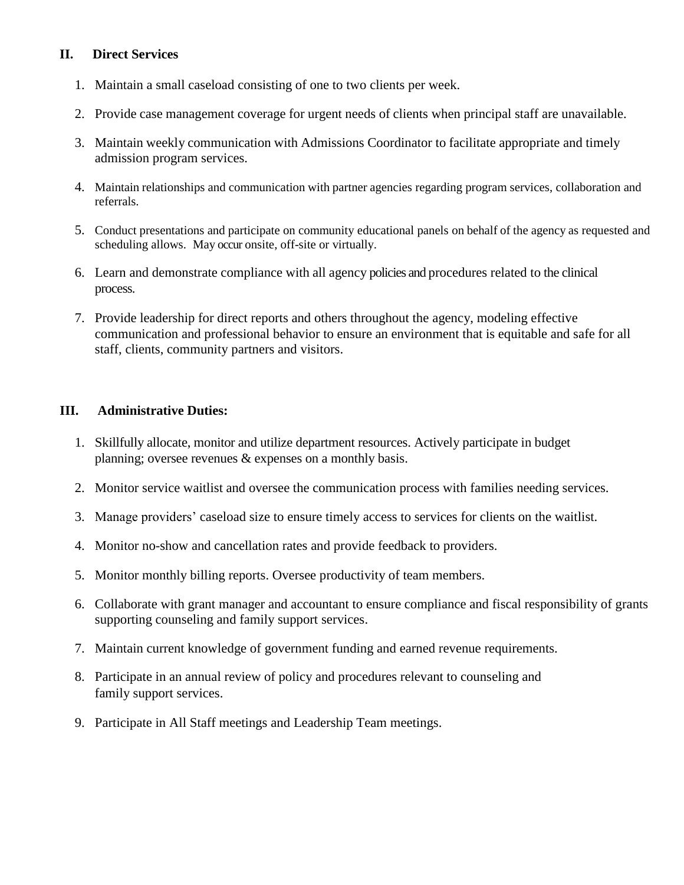## II. Direct Services

1. Maintain a small caseload consisting of one to two clients per week.
2. Provide case management coverage for urgent needs of clients when principal staff are unavailable.
3. Maintain weekly communication with Admissions Coordinator to facilitate appropriate and timely admission program services.
4. Maintain relationships and communication with partner agencies regarding program services, collaboration and referrals.
5. Conduct presentations and participate on community educational panels on behalf of the agency as requested and scheduling allows. May occur onsite, off-site or virtually.
6. Learn and demonstrate compliance with all agency policies and procedures related to the clinical process.
7. Provide leadership for direct reports and others throughout the agency, modeling effective communication and professional behavior to ensure an environment that is equitable and safe for all staff, clients, community partners and visitors.

## III. Administrative Duties:

1. Skillfully allocate, monitor and utilize department resources. Actively participate in budget planning; oversee revenues & expenses on a monthly basis.
2. Monitor service waitlist and oversee the communication process with families needing services.
3. Manage providers' caseload size to ensure timely access to services for clients on the waitlist.
4. Monitor no-show and cancellation rates and provide feedback to providers.
5. Monitor monthly billing reports. Oversee productivity of team members.
6. Collaborate with grant manager and accountant to ensure compliance and fiscal responsibility of grants supporting counseling and family support services.
7. Maintain current knowledge of government funding and earned revenue requirements.
8. Participate in an annual review of policy and procedures relevant to counseling and family support services.
9. Participate in All Staff meetings and Leadership Team meetings.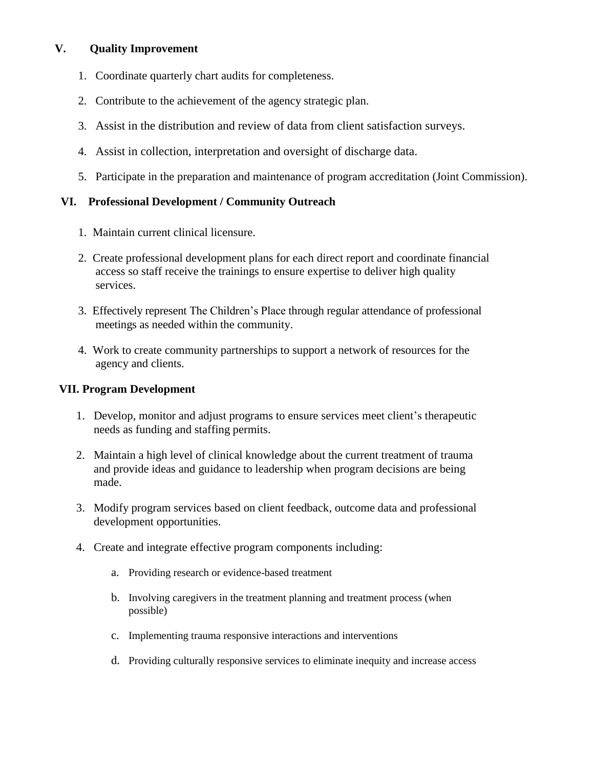## V. Quality Improvement

1. Coordinate quarterly chart audits for completeness.
2. Contribute to the achievement of the agency strategic plan.
3. Assist in the distribution and review of data from client satisfaction surveys.
4. Assist in collection, interpretation and oversight of discharge data.
5. Participate in the preparation and maintenance of program accreditation (Joint Commission).

## VI. Professional Development / Community Outreach

1. Maintain current clinical licensure.
2. Create professional development plans for each direct report and coordinate financial access so staff receive the trainings to ensure expertise to deliver high quality services.
3. Effectively represent The Children's Place through regular attendance of professional meetings as needed within the community.
4. Work to create community partnerships to support a network of resources for the agency and clients.

## VII. Program Development

1. Develop, monitor and adjust programs to ensure services meet client's therapeutic needs as funding and staffing permits.
2. Maintain a high level of clinical knowledge about the current treatment of trauma and provide ideas and guidance to leadership when program decisions are being made.
3. Modify program services based on client feedback, outcome data and professional development opportunities.
4. Create and integrate effective program components including:
   a. Providing research or evidence-based treatment
   b. Involving caregivers in the treatment planning and treatment process (when possible)
   c. Implementing trauma responsive interactions and interventions
   d. Providing culturally responsive services to eliminate inequity and increase access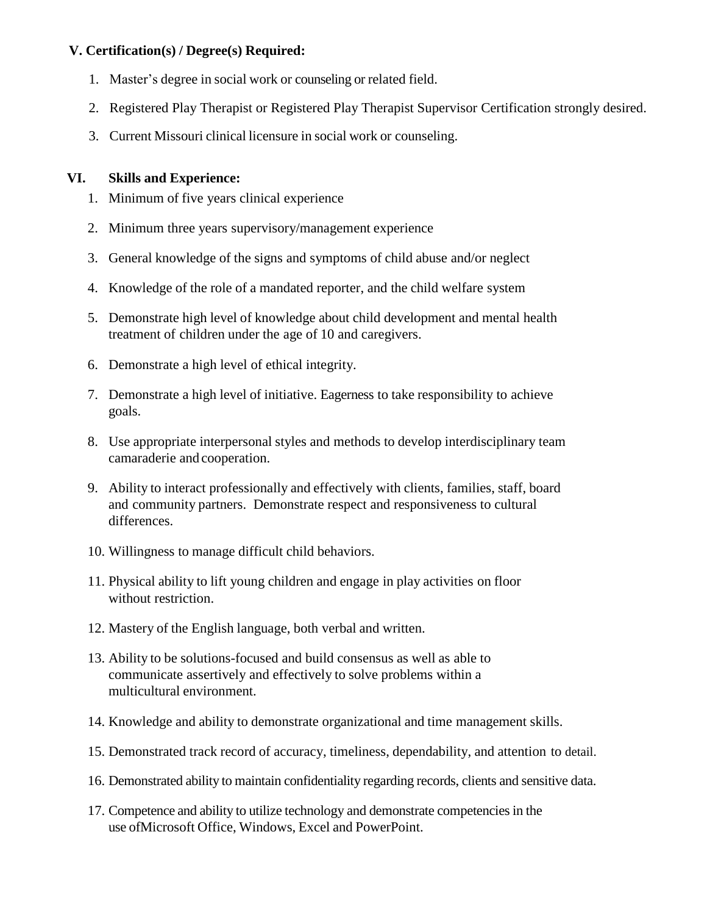## V. Certification(s) / Degree(s) Required:

1. Master's degree in social work or counseling or related field.
2. Registered Play Therapist or Registered Play Therapist Supervisor Certification strongly desired.
3. Current Missouri clinical licensure in social work or counseling.

## VI. Skills and Experience:

1. Minimum of five years clinical experience
2. Minimum three years supervisory/management experience
3. General knowledge of the signs and symptoms of child abuse and/or neglect
4. Knowledge of the role of a mandated reporter, and the child welfare system
5. Demonstrate high level of knowledge about child development and mental health treatment of children under the age of 10 and caregivers.
6. Demonstrate a high level of ethical integrity.
7. Demonstrate a high level of initiative. Eagerness to take responsibility to achieve goals.
8. Use appropriate interpersonal styles and methods to develop interdisciplinary team camaraderie and cooperation.
9. Ability to interact professionally and effectively with clients, families, staff, board and community partners. Demonstrate respect and responsiveness to cultural differences.
10. Willingness to manage difficult child behaviors.
11. Physical ability to lift young children and engage in play activities on floor without restriction.
12. Mastery of the English language, both verbal and written.
13. Ability to be solutions-focused and build consensus as well as able to communicate assertively and effectively to solve problems within a multicultural environment.
14. Knowledge and ability to demonstrate organizational and time management skills.
15. Demonstrated track record of accuracy, timeliness, dependability, and attention to detail.
16. Demonstrated ability to maintain confidentiality regarding records, clients and sensitive data.
17. Competence and ability to utilize technology and demonstrate competencies in the use ofMicrosoft Office, Windows, Excel and PowerPoint.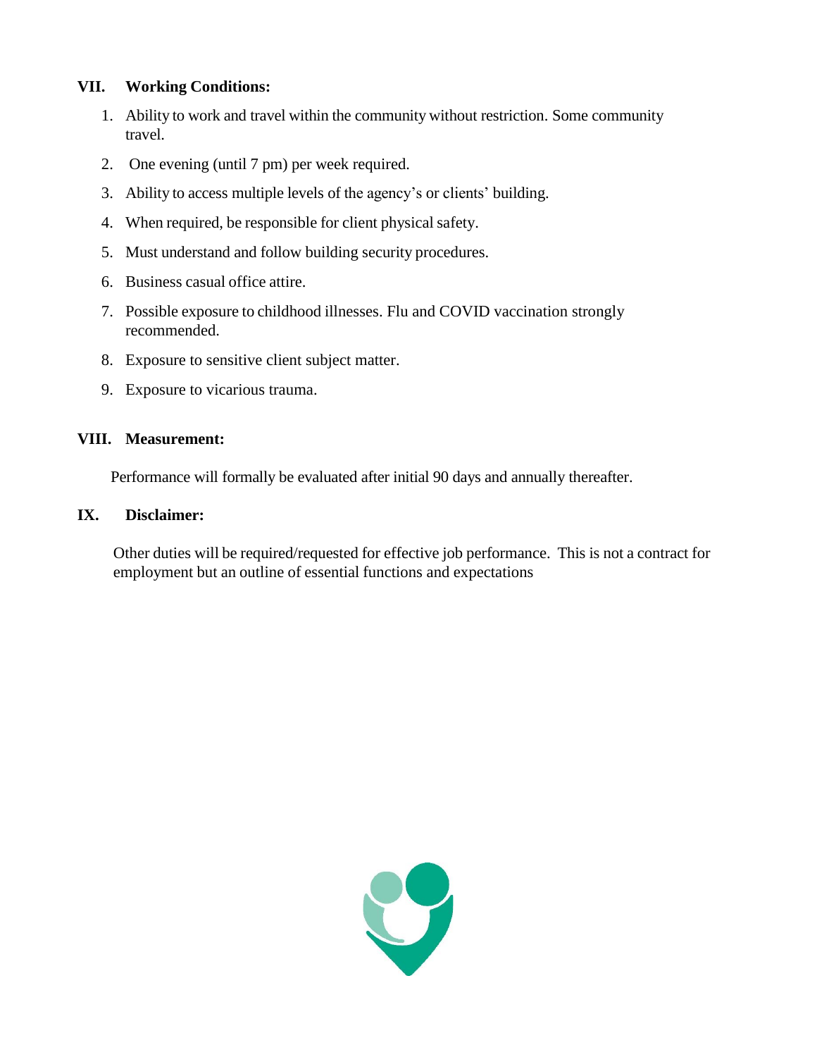## VII. Working Conditions:

1. Ability to work and travel within the community without restriction. Some community travel.
2. One evening (until 7 pm) per week required.
3. Ability to access multiple levels of the agency's or clients' building.
4. When required, be responsible for client physical safety.
5. Must understand and follow building security procedures.
6. Business casual office attire.
7. Possible exposure to childhood illnesses. Flu and COVID vaccination strongly recommended.
8. Exposure to sensitive client subject matter.
9. Exposure to vicarious trauma.

## VIII. Measurement:

Performance will formally be evaluated after initial 90 days and annually thereafter.

## IX. Disclaimer:

Other duties will be required/requested for effective job performance. This is not a contract for employment but an outline of essential functions and expectations